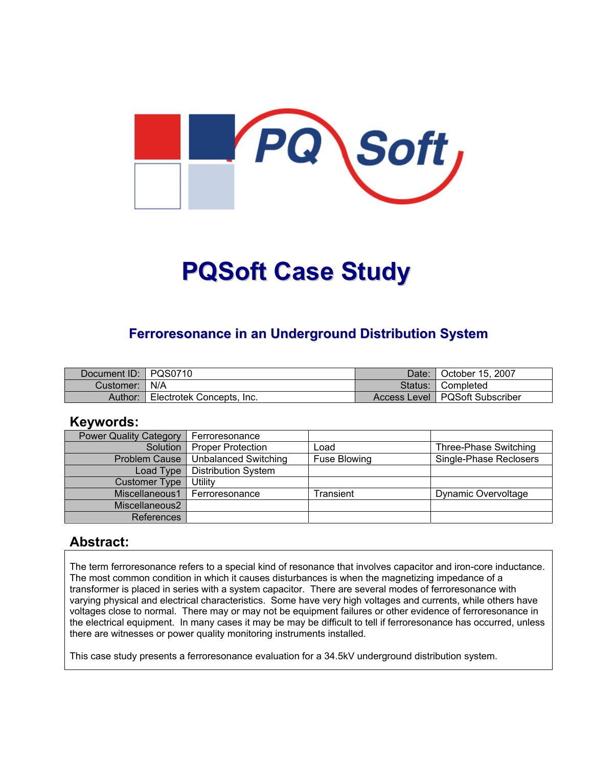# PQSoft Case Study

## Ferroresonance in an Underground Distribution System

| Document ID: | PQS0710 | Date: | October 15, 2007 |
|---|---|---|---|
| Customer: | N/A | Status: | Completed |
| Author: | Electrotek Concepts, Inc. | Access Level | PQSoft Subscriber |

## Keywords:

| Power Quality Category | Ferroresonance | | |
|---|---|---|---|
| Solution | Proper Protection | Load | Three-Phase Switching |
| Problem Cause | Unbalanced Switching | Fuse Blowing | Single-Phase Reclosers |
| Load Type | Distribution System | | |
| Customer Type | Utility | | |
| Miscellaneous1 | Ferroresonance | Transient | Dynamic Overvoltage |
| Miscellaneous2 | | | |
| References | | | |

## Abstract:

The term ferroresonance refers to a special kind of resonance that involves capacitor and iron-core inductance. The most common condition in which it causes disturbances is when the magnetizing impedance of a transformer is placed in series with a system capacitor. There are several modes of ferroresonance with varying physical and electrical characteristics. Some have very high voltages and currents, while others have voltages close to normal. There may or may not be equipment failures or other evidence of ferroresonance in the electrical equipment. In many cases it may be may be difficult to tell if ferroresonance has occurred, unless there are witnesses or power quality monitoring instruments installed.

This case study presents a ferroresonance evaluation for a 34.5kV underground distribution system.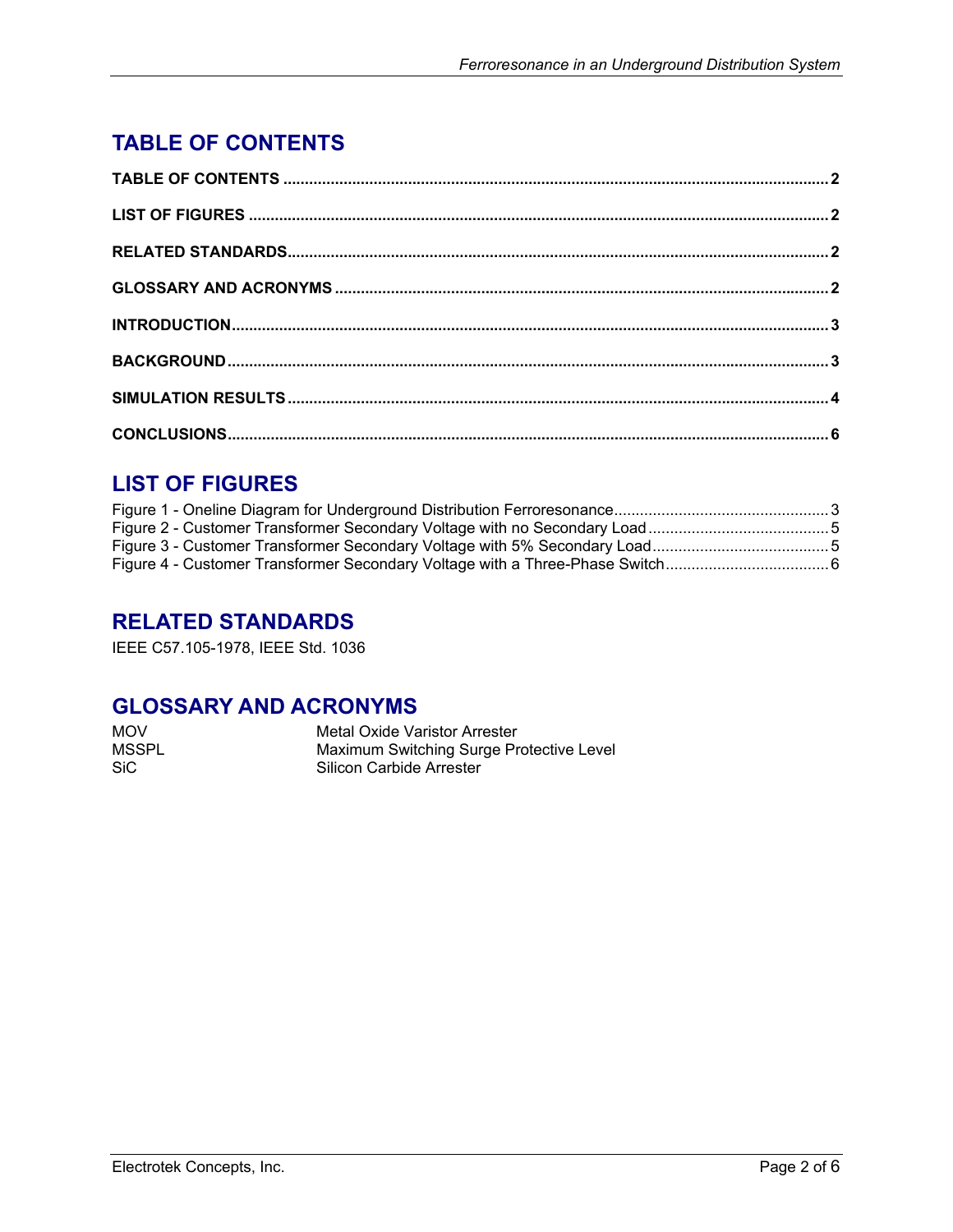## TABLE OF CONTENTS

| | |
|---|---|
| **TABLE OF CONTENTS** | **2** |
| **LIST OF FIGURES** | **2** |
| **RELATED STANDARDS** | **2** |
| **GLOSSARY AND ACRONYMS** | **2** |
| **INTRODUCTION** | **3** |
| **BACKGROUND** | **3** |
| **SIMULATION RESULTS** | **4** |
| **CONCLUSIONS** | **6** |

## LIST OF FIGURES

| | |
|---|---|
| Figure 1 - Oneline Diagram for Underground Distribution Ferroresonance | 3 |
| Figure 2 - Customer Transformer Secondary Voltage with no Secondary Load | 5 |
| Figure 3 - Customer Transformer Secondary Voltage with 5% Secondary Load | 5 |
| Figure 4 - Customer Transformer Secondary Voltage with a Three-Phase Switch | 6 |

## RELATED STANDARDS

IEEE C57.105-1978, IEEE Std. 1036

## GLOSSARY AND ACRONYMS

| | |
|---|---|
| MOV | Metal Oxide Varistor Arrester |
| MSSPL | Maximum Switching Surge Protective Level |
| SiC | Silicon Carbide Arrester |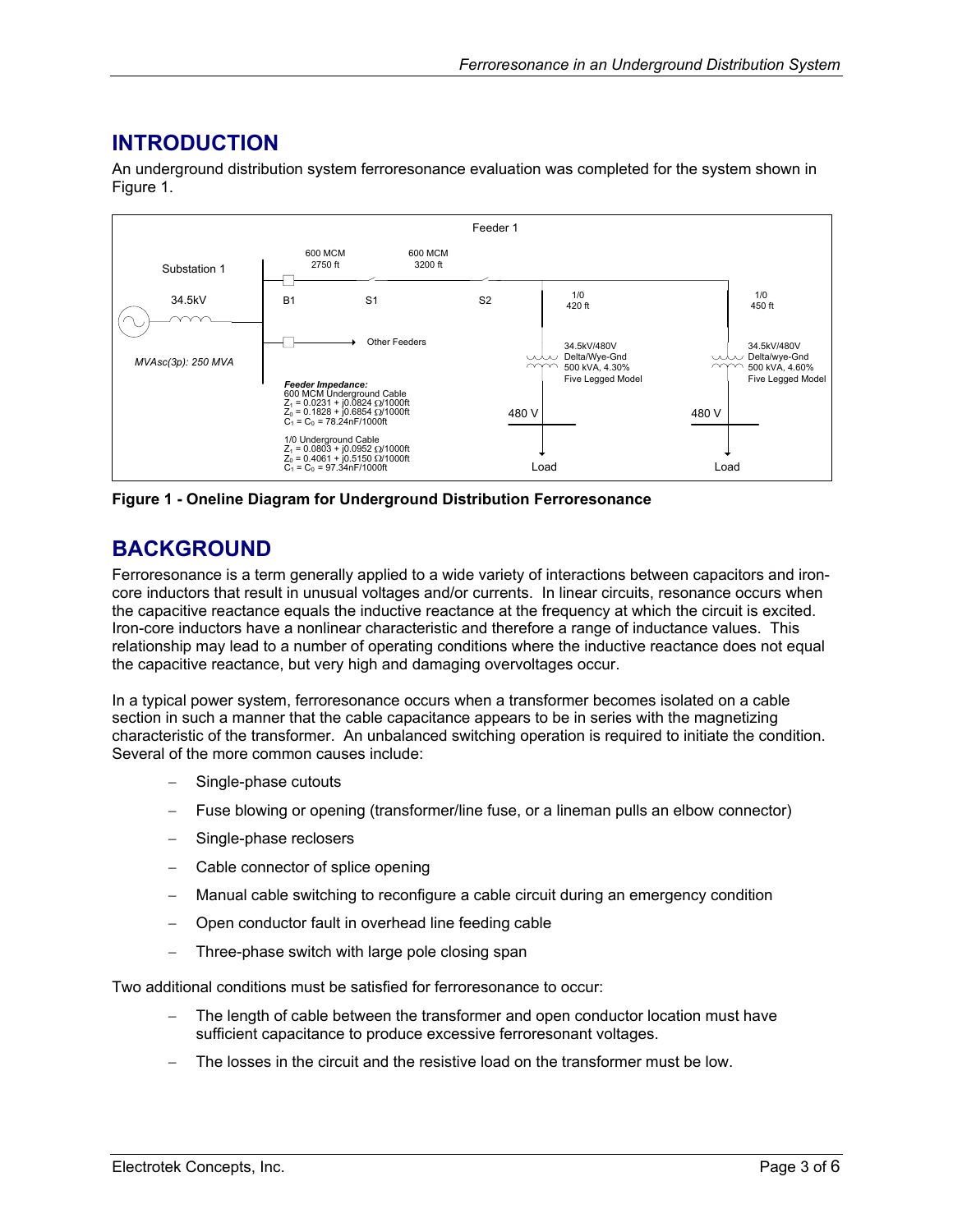## INTRODUCTION

An underground distribution system ferroresonance evaluation was completed for the system shown in Figure 1.

Feeder 1

Substation 1

34.5kV

MVAsc(3p): 250 MVA

600 MCM 2750 ft

600 MCM 3200 ft

B1 S1 S2

Other Feeders

1/0 420 ft

1/0 450 ft

34.5kV/480V Delta/Wye-Gnd 500 kVA, 4.30% Five Legged Model

34.5kV/480V Delta/Wye-Gnd 500 kVA, 4.60% Five Legged Model

480 V

480 V

Load

Load

***Feeder Impedance:***
600 MCM Underground Cable
$Z_1 = 0.0231 + j0.0824\ \Omega/1000\text{ft}$
$Z_0 = 0.1828 + j0.6854\ \Omega/1000\text{ft}$
$C_1 = C_0 = 78.24\text{nF}/1000\text{ft}$

1/0 Underground Cable
$Z_1 = 0.0803 + j0.0952\ \Omega/1000\text{ft}$
$Z_0 = 0.4061 + j0.5150\ \Omega/1000\text{ft}$
$C_1 = C_0 = 97.34\text{nF}/1000\text{ft}$

**Figure 1 - Oneline Diagram for Underground Distribution Ferroresonance**

## BACKGROUND

Ferroresonance is a term generally applied to a wide variety of interactions between capacitors and iron-core inductors that result in unusual voltages and/or currents. In linear circuits, resonance occurs when the capacitive reactance equals the inductive reactance at the frequency at which the circuit is excited. Iron-core inductors have a nonlinear characteristic and therefore a range of inductance values. This relationship may lead to a number of operating conditions where the inductive reactance does not equal the capacitive reactance, but very high and damaging overvoltages occur.

In a typical power system, ferroresonance occurs when a transformer becomes isolated on a cable section in such a manner that the cable capacitance appears to be in series with the magnetizing characteristic of the transformer. An unbalanced switching operation is required to initiate the condition. Several of the more common causes include:

- Single-phase cutouts
- Fuse blowing or opening (transformer/line fuse, or a lineman pulls an elbow connector)
- Single-phase reclosers
- Cable connector of splice opening
- Manual cable switching to reconfigure a cable circuit during an emergency condition
- Open conductor fault in overhead line feeding cable
- Three-phase switch with large pole closing span

Two additional conditions must be satisfied for ferroresonance to occur:

- The length of cable between the transformer and open conductor location must have sufficient capacitance to produce excessive ferroresonant voltages.
- The losses in the circuit and the resistive load on the transformer must be low.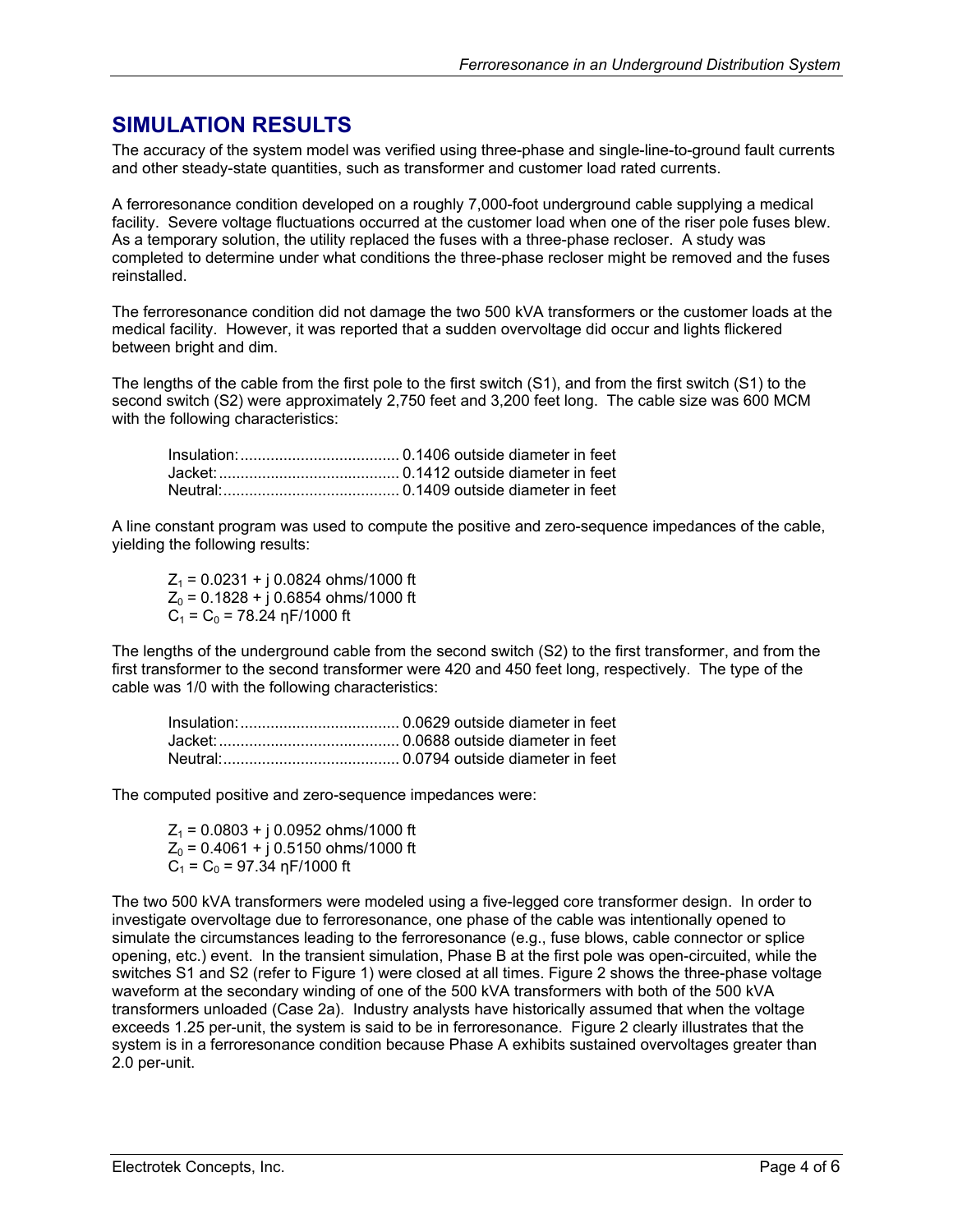## SIMULATION RESULTS

The accuracy of the system model was verified using three-phase and single-line-to-ground fault currents and other steady-state quantities, such as transformer and customer load rated currents.

A ferroresonance condition developed on a roughly 7,000-foot underground cable supplying a medical facility. Severe voltage fluctuations occurred at the customer load when one of the riser pole fuses blew. As a temporary solution, the utility replaced the fuses with a three-phase recloser. A study was completed to determine under what conditions the three-phase recloser might be removed and the fuses reinstalled.

The ferroresonance condition did not damage the two 500 kVA transformers or the customer loads at the medical facility. However, it was reported that a sudden overvoltage did occur and lights flickered between bright and dim.

The lengths of the cable from the first pole to the first switch (S1), and from the first switch (S1) to the second switch (S2) were approximately 2,750 feet and 3,200 feet long. The cable size was 600 MCM with the following characteristics:

Insulation:..................................... 0.1406 outside diameter in feet
Jacket:.......................................... 0.1412 outside diameter in feet
Neutral:......................................... 0.1409 outside diameter in feet

A line constant program was used to compute the positive and zero-sequence impedances of the cable, yielding the following results:

$Z_1 = 0.0231 + j\ 0.0824$ ohms/1000 ft
$Z_0 = 0.1828 + j\ 0.6854$ ohms/1000 ft
$C_1 = C_0 = 78.24$ ηF/1000 ft

The lengths of the underground cable from the second switch (S2) to the first transformer, and from the first transformer to the second transformer were 420 and 450 feet long, respectively. The type of the cable was 1/0 with the following characteristics:

Insulation:..................................... 0.0629 outside diameter in feet
Jacket:.......................................... 0.0688 outside diameter in feet
Neutral:......................................... 0.0794 outside diameter in feet

The computed positive and zero-sequence impedances were:

$Z_1 = 0.0803 + j\ 0.0952$ ohms/1000 ft
$Z_0 = 0.4061 + j\ 0.5150$ ohms/1000 ft
$C_1 = C_0 = 97.34$ ηF/1000 ft

The two 500 kVA transformers were modeled using a five-legged core transformer design. In order to investigate overvoltage due to ferroresonance, one phase of the cable was intentionally opened to simulate the circumstances leading to the ferroresonance (e.g., fuse blows, cable connector or splice opening, etc.) event. In the transient simulation, Phase B at the first pole was open-circuited, while the switches S1 and S2 (refer to Figure 1) were closed at all times. Figure 2 shows the three-phase voltage waveform at the secondary winding of one of the 500 kVA transformers with both of the 500 kVA transformers unloaded (Case 2a). Industry analysts have historically assumed that when the voltage exceeds 1.25 per-unit, the system is said to be in ferroresonance. Figure 2 clearly illustrates that the system is in a ferroresonance condition because Phase A exhibits sustained overvoltages greater than 2.0 per-unit.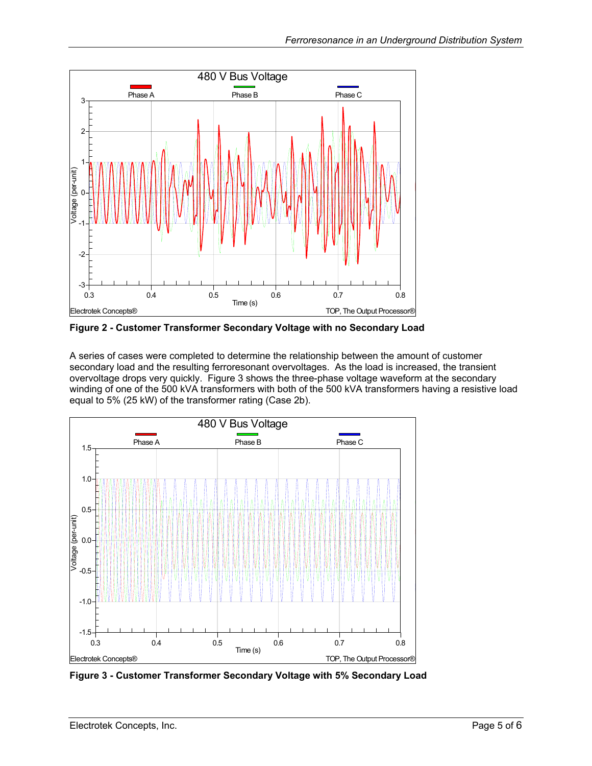**Figure 2 - Customer Transformer Secondary Voltage with no Secondary Load**

A series of cases were completed to determine the relationship between the amount of customer secondary load and the resulting ferroresonant overvoltages. As the load is increased, the transient overvoltage drops very quickly. Figure 3 shows the three-phase voltage waveform at the secondary winding of one of the 500 kVA transformers with both of the 500 kVA transformers having a resistive load equal to 5% (25 kW) of the transformer rating (Case 2b).

**Figure 3 - Customer Transformer Secondary Voltage with 5% Secondary Load**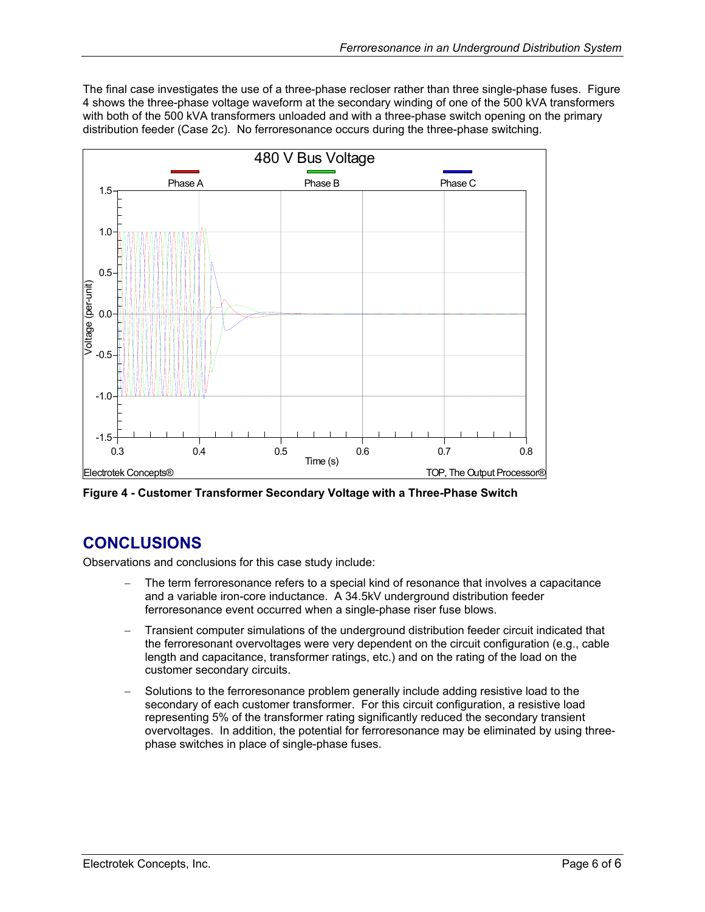The final case investigates the use of a three-phase recloser rather than three single-phase fuses. Figure 4 shows the three-phase voltage waveform at the secondary winding of one of the 500 kVA transformers with both of the 500 kVA transformers unloaded and with a three-phase switch opening on the primary distribution feeder (Case 2c). No ferroresonance occurs during the three-phase switching.

480 V Bus Voltage

Phase A

Phase B

Phase C

Voltage (per-unit)

1.5

1.0

0.5

0.0

-0.5

-1.0

-1.5

0.3

0.4

0.5

0.6

0.7

0.8

Time (s)

Electrotek Concepts®

TOP, The Output Processor®

**Figure 4 - Customer Transformer Secondary Voltage with a Three-Phase Switch**

## CONCLUSIONS

Observations and conclusions for this case study include:

- The term ferroresonance refers to a special kind of resonance that involves a capacitance and a variable iron-core inductance. A 34.5kV underground distribution feeder ferroresonance event occurred when a single-phase riser fuse blows.
- Transient computer simulations of the underground distribution feeder circuit indicated that the ferroresonant overvoltages were very dependent on the circuit configuration (e.g., cable length and capacitance, transformer ratings, etc.) and on the rating of the load on the customer secondary circuits.
- Solutions to the ferroresonance problem generally include adding resistive load to the secondary of each customer transformer. For this circuit configuration, a resistive load representing 5% of the transformer rating significantly reduced the secondary transient overvoltages. In addition, the potential for ferroresonance may be eliminated by using three-phase switches in place of single-phase fuses.